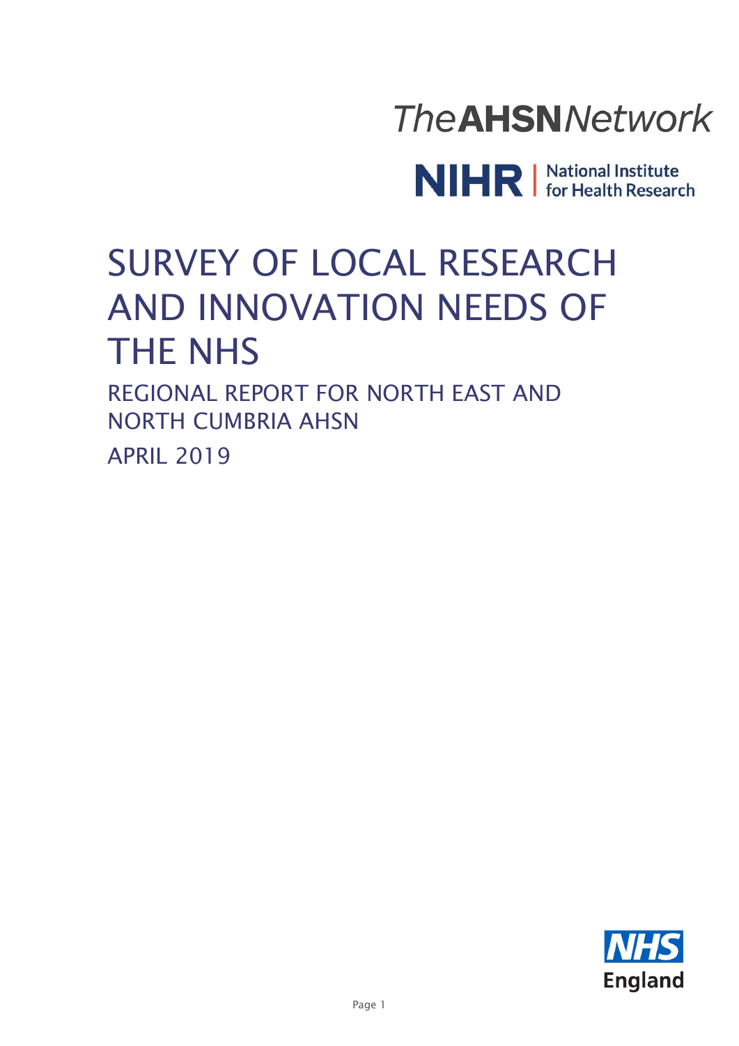The AHSN Network

NIHR | National Institute for Health Research

# SURVEY OF LOCAL RESEARCH AND INNOVATION NEEDS OF THE NHS

## REGIONAL REPORT FOR NORTH EAST AND NORTH CUMBRIA AHSN

APRIL 2019

NHS England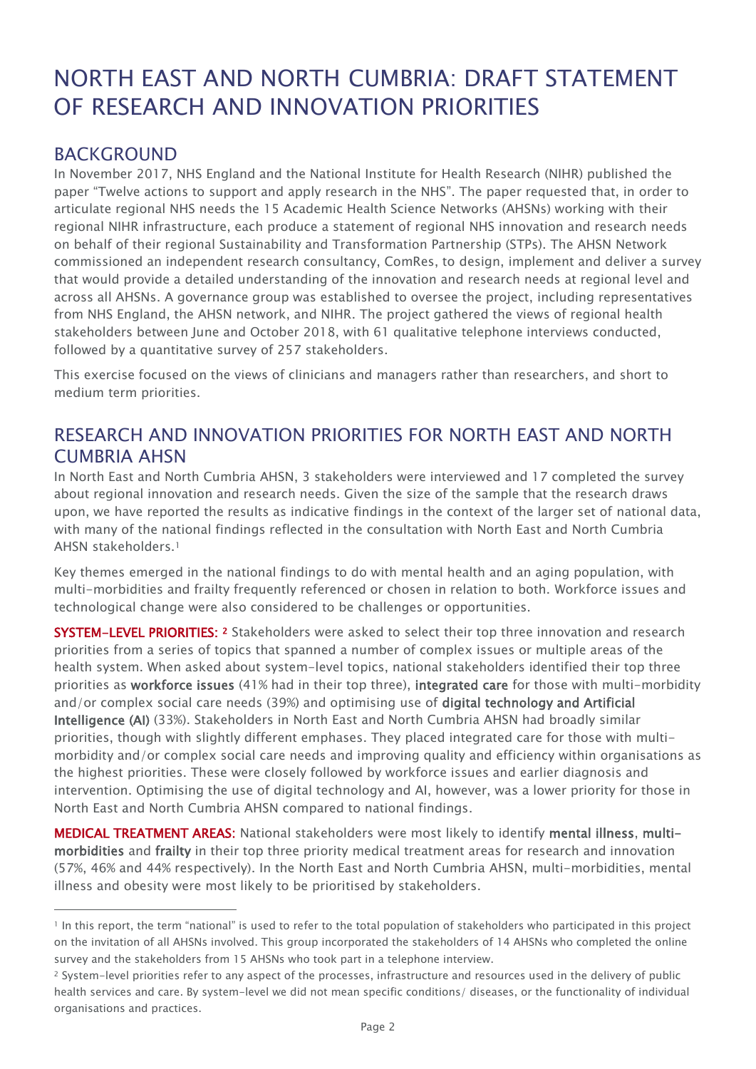# NORTH EAST AND NORTH CUMBRIA: DRAFT STATEMENT OF RESEARCH AND INNOVATION PRIORITIES

## BACKGROUND

In November 2017, NHS England and the National Institute for Health Research (NIHR) published the paper "Twelve actions to support and apply research in the NHS". The paper requested that, in order to articulate regional NHS needs the 15 Academic Health Science Networks (AHSNs) working with their regional NIHR infrastructure, each produce a statement of regional NHS innovation and research needs on behalf of their regional Sustainability and Transformation Partnership (STPs). The AHSN Network commissioned an independent research consultancy, ComRes, to design, implement and deliver a survey that would provide a detailed understanding of the innovation and research needs at regional level and across all AHSNs. A governance group was established to oversee the project, including representatives from NHS England, the AHSN network, and NIHR. The project gathered the views of regional health stakeholders between June and October 2018, with 61 qualitative telephone interviews conducted, followed by a quantitative survey of 257 stakeholders.

This exercise focused on the views of clinicians and managers rather than researchers, and short to medium term priorities.

## RESEARCH AND INNOVATION PRIORITIES FOR NORTH EAST AND NORTH CUMBRIA AHSN

In North East and North Cumbria AHSN, 3 stakeholders were interviewed and 17 completed the survey about regional innovation and research needs. Given the size of the sample that the research draws upon, we have reported the results as indicative findings in the context of the larger set of national data, with many of the national findings reflected in the consultation with North East and North Cumbria AHSN stakeholders.[1]

Key themes emerged in the national findings to do with mental health and an aging population, with multi-morbidities and frailty frequently referenced or chosen in relation to both. Workforce issues and technological change were also considered to be challenges or opportunities.

**SYSTEM-LEVEL PRIORITIES:** [2] Stakeholders were asked to select their top three innovation and research priorities from a series of topics that spanned a number of complex issues or multiple areas of the health system. When asked about system-level topics, national stakeholders identified their top three priorities as **workforce issues** (41% had in their top three), **integrated care** for those with multi-morbidity and/or complex social care needs (39%) and optimising use of **digital technology and Artificial Intelligence (AI)** (33%). Stakeholders in North East and North Cumbria AHSN had broadly similar priorities, though with slightly different emphases. They placed integrated care for those with multi-morbidity and/or complex social care needs and improving quality and efficiency within organisations as the highest priorities. These were closely followed by workforce issues and earlier diagnosis and intervention. Optimising the use of digital technology and AI, however, was a lower priority for those in North East and North Cumbria AHSN compared to national findings.

**MEDICAL TREATMENT AREAS:** National stakeholders were most likely to identify **mental illness**, **multi-morbidities** and **frailty** in their top three priority medical treatment areas for research and innovation (57%, 46% and 44% respectively). In the North East and North Cumbria AHSN, multi-morbidities, mental illness and obesity were most likely to be prioritised by stakeholders.

---

[1] In this report, the term "national" is used to refer to the total population of stakeholders who participated in this project on the invitation of all AHSNs involved. This group incorporated the stakeholders of 14 AHSNs who completed the online survey and the stakeholders from 15 AHSNs who took part in a telephone interview.

[2] System-level priorities refer to any aspect of the processes, infrastructure and resources used in the delivery of public health services and care. By system-level we did not mean specific conditions/ diseases, or the functionality of individual organisations and practices.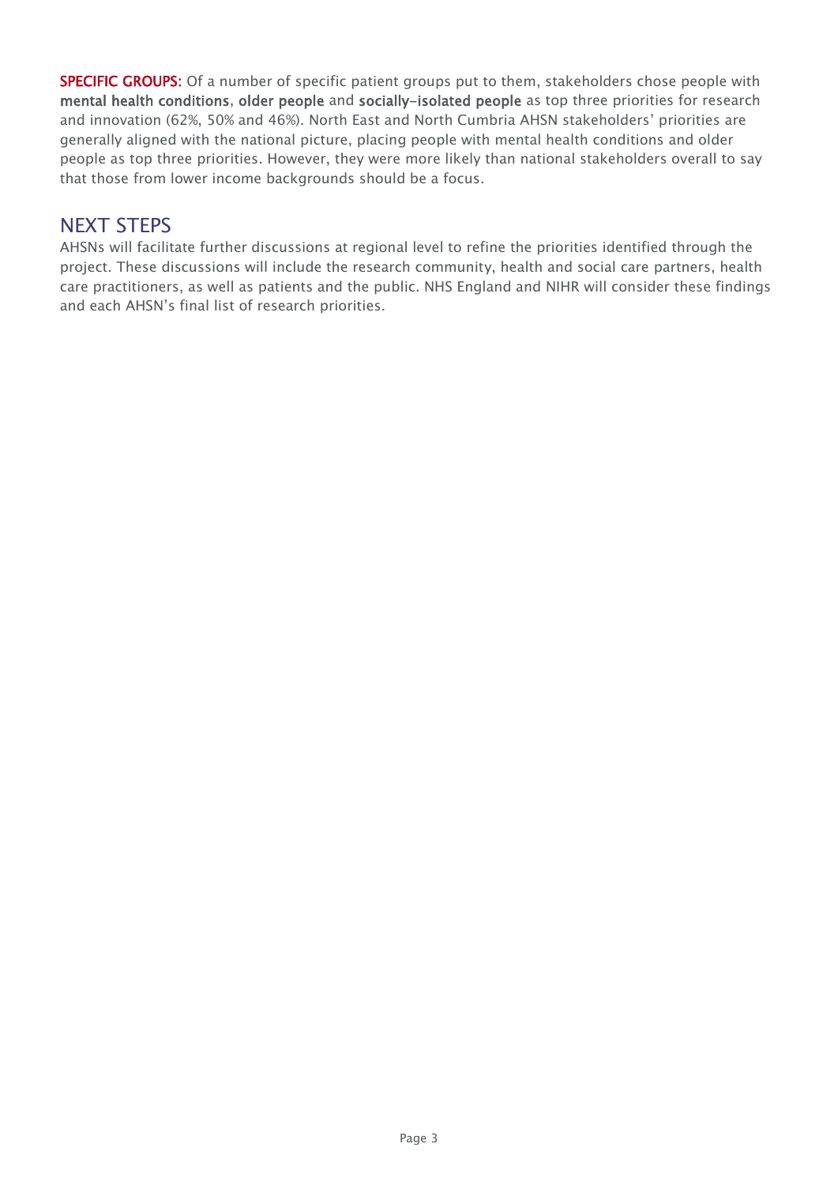**SPECIFIC GROUPS:** Of a number of specific patient groups put to them, stakeholders chose people with **mental health conditions**, **older people** and **socially-isolated people** as top three priorities for research and innovation (62%, 50% and 46%). North East and North Cumbria AHSN stakeholders' priorities are generally aligned with the national picture, placing people with mental health conditions and older people as top three priorities. However, they were more likely than national stakeholders overall to say that those from lower income backgrounds should be a focus.

## NEXT STEPS

AHSNs will facilitate further discussions at regional level to refine the priorities identified through the project. These discussions will include the research community, health and social care partners, health care practitioners, as well as patients and the public. NHS England and NIHR will consider these findings and each AHSN's final list of research priorities.